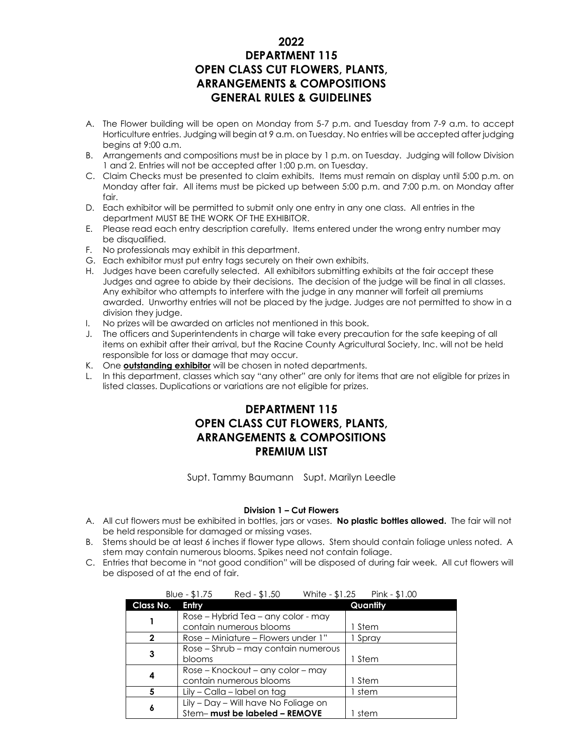# 2022
# DEPARTMENT 115
# OPEN CLASS CUT FLOWERS, PLANTS, ARRANGEMENTS & COMPOSITIONS
# GENERAL RULES & GUIDELINES

A. The Flower building will be open on Monday from 5-7 p.m. and Tuesday from 7-9 a.m. to accept Horticulture entries. Judging will begin at 9 a.m. on Tuesday. No entries will be accepted after judging begins at 9:00 a.m.

B. Arrangements and compositions must be in place by 1 p.m. on Tuesday. Judging will follow Division 1 and 2. Entries will not be accepted after 1:00 p.m. on Tuesday.

C. Claim Checks must be presented to claim exhibits. Items must remain on display until 5:00 p.m. on Monday after fair. All items must be picked up between 5:00 p.m. and 7:00 p.m. on Monday after fair.

D. Each exhibitor will be permitted to submit only one entry in any one class. All entries in the department MUST BE THE WORK OF THE EXHIBITOR.

E. Please read each entry description carefully. Items entered under the wrong entry number may be disqualified.

F. No professionals may exhibit in this department.

G. Each exhibitor must put entry tags securely on their own exhibits.

H. Judges have been carefully selected. All exhibitors submitting exhibits at the fair accept these Judges and agree to abide by their decisions. The decision of the judge will be final in all classes. Any exhibitor who attempts to interfere with the judge in any manner will forfeit all premiums awarded. Unworthy entries will not be placed by the judge. Judges are not permitted to show in a division they judge.

I. No prizes will be awarded on articles not mentioned in this book.

J. The officers and Superintendents in charge will take every precaution for the safe keeping of all items on exhibit after their arrival, but the Racine County Agricultural Society, Inc. will not be held responsible for loss or damage that may occur.

K. One **outstanding exhibitor** will be chosen in noted departments.

L. In this department, classes which say "any other" are only for items that are not eligible for prizes in listed classes. Duplications or variations are not eligible for prizes.

# DEPARTMENT 115
# OPEN CLASS CUT FLOWERS, PLANTS, ARRANGEMENTS & COMPOSITIONS
# PREMIUM LIST

Supt. Tammy Baumann Supt. Marilyn Leedle

#### Division 1 – Cut Flowers

A. All cut flowers must be exhibited in bottles, jars or vases. **No plastic bottles allowed.** The fair will not be held responsible for damaged or missing vases.

B. Stems should be at least 6 inches if flower type allows. Stem should contain foliage unless noted. A stem may contain numerous blooms. Spikes need not contain foliage.

C. Entries that become in "not good condition" will be disposed of during fair week. All cut flowers will be disposed of at the end of fair.

Blue - $1.75 Red - $1.50 White - $1.25 Pink - $1.00

| Class No. | Entry | Quantity |
|---|---|---|
| 1 | Rose – Hybrid Tea – any color - may contain numerous blooms | 1 Stem |
| 2 | Rose – Miniature – Flowers under 1" | 1 Spray |
| 3 | Rose – Shrub – may contain numerous blooms | 1 Stem |
| 4 | Rose – Knockout – any color – may contain numerous blooms | 1 Stem |
| 5 | Lily – Calla – label on tag | 1 stem |
| 6 | Lily – Day – Will have No Foliage on Stem– **must be labeled – REMOVE** | 1 stem |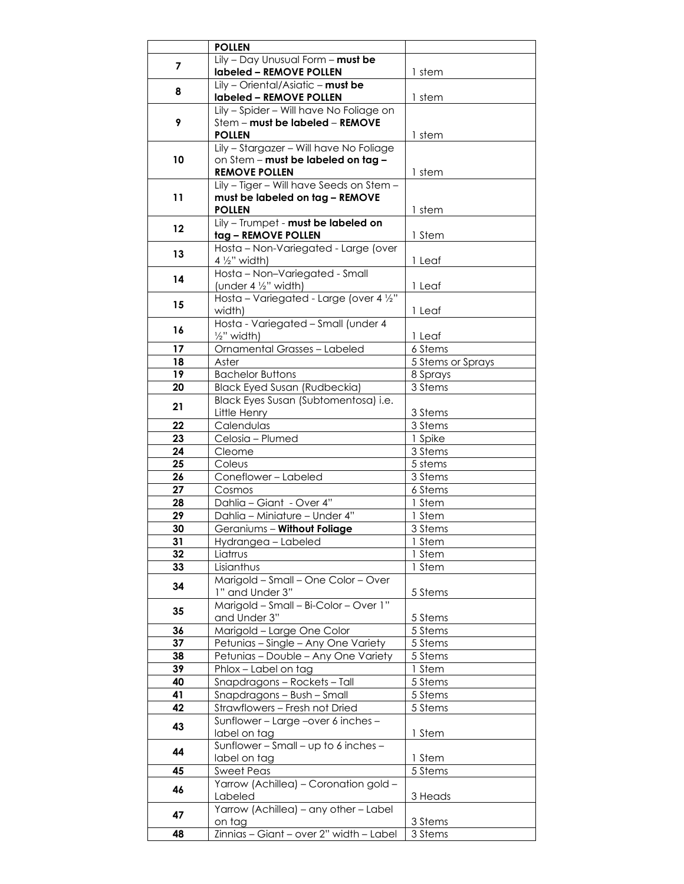| | **POLLEN** | |
|---|---|---|
| **7** | Lily – Day Unusual Form – **must be labeled – REMOVE POLLEN** | 1 stem |
| **8** | Lily – Oriental/Asiatic – **must be labeled – REMOVE POLLEN** | 1 stem |
| **9** | Lily – Spider – Will have No Foliage on Stem – **must be labeled** – **REMOVE POLLEN** | 1 stem |
| **10** | Lily – Stargazer – Will have No Foliage on Stem – **must be labeled on tag – REMOVE POLLEN** | 1 stem |
| **11** | Lily – Tiger – Will have Seeds on Stem – **must be labeled on tag – REMOVE POLLEN** | 1 stem |
| **12** | Lily – Trumpet - **must be labeled on tag – REMOVE POLLEN** | 1 Stem |
| **13** | Hosta – Non-Variegated - Large (over 4 ½" width) | 1 Leaf |
| **14** | Hosta – Non–Variegated - Small (under 4 ½" width) | 1 Leaf |
| **15** | Hosta – Variegated - Large (over 4 ½" width) | 1 Leaf |
| **16** | Hosta - Variegated – Small (under 4 ½" width) | 1 Leaf |
| **17** | Ornamental Grasses – Labeled | 6 Stems |
| **18** | Aster | 5 Stems or Sprays |
| **19** | Bachelor Buttons | 8 Sprays |
| **20** | Black Eyed Susan (Rudbeckia) | 3 Stems |
| **21** | Black Eyes Susan (Subtomentosa) i.e. Little Henry | 3 Stems |
| **22** | Calendulas | 3 Stems |
| **23** | Celosia – Plumed | 1 Spike |
| **24** | Cleome | 3 Stems |
| **25** | Coleus | 5 stems |
| **26** | Coneflower – Labeled | 3 Stems |
| **27** | Cosmos | 6 Stems |
| **28** | Dahlia – Giant - Over 4" | 1 Stem |
| **29** | Dahlia – Miniature – Under 4" | 1 Stem |
| **30** | Geraniums – **Without Foliage** | 3 Stems |
| **31** | Hydrangea – Labeled | 1 Stem |
| **32** | Liatrrus | 1 Stem |
| **33** | Lisianthus | 1 Stem |
| **34** | Marigold – Small – One Color – Over 1" and Under 3" | 5 Stems |
| **35** | Marigold – Small – Bi-Color – Over 1" and Under 3" | 5 Stems |
| **36** | Marigold – Large One Color | 5 Stems |
| **37** | Petunias – Single – Any One Variety | 5 Stems |
| **38** | Petunias – Double – Any One Variety | 5 Stems |
| **39** | Phlox – Label on tag | 1 Stem |
| **40** | Snapdragons – Rockets – Tall | 5 Stems |
| **41** | Snapdragons – Bush – Small | 5 Stems |
| **42** | Strawflowers – Fresh not Dried | 5 Stems |
| **43** | Sunflower – Large –over 6 inches – label on tag | 1 Stem |
| **44** | Sunflower – Small – up to 6 inches – label on tag | 1 Stem |
| **45** | Sweet Peas | 5 Stems |
| **46** | Yarrow (Achillea) – Coronation gold – Labeled | 3 Heads |
| **47** | Yarrow (Achillea) – any other – Label on tag | 3 Stems |
| **48** | Zinnias – Giant – over 2" width – Label | 3 Stems |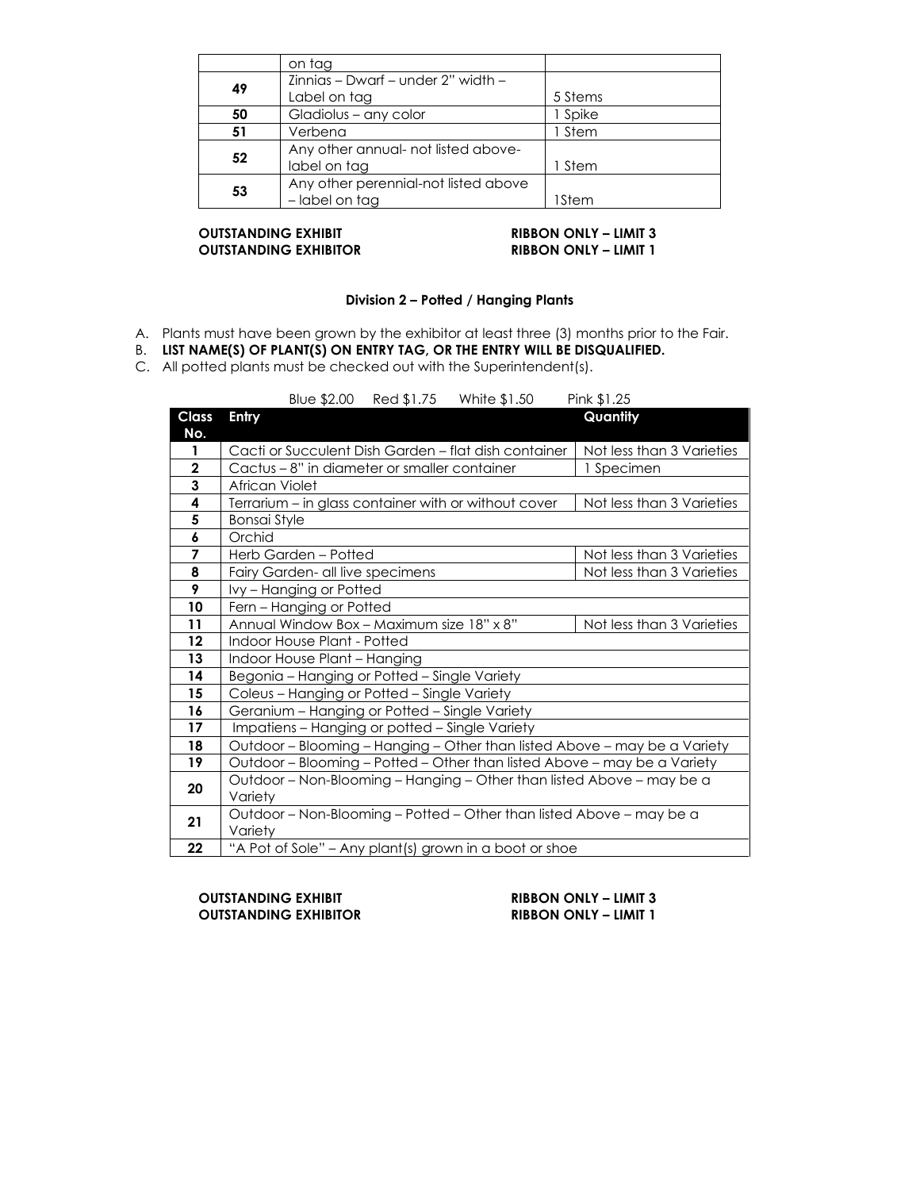|  | on tag |  |
| --- | --- | --- |
| **49** | Zinnias – Dwarf – under 2" width – Label on tag | 5 Stems |
| **50** | Gladiolus – any color | 1 Spike |
| **51** | Verbena | 1 Stem |
| **52** | Any other annual- not listed above- label on tag | 1 Stem |
| **53** | Any other perennial-not listed above – label on tag | 1Stem |

**OUTSTANDING EXHIBIT** **RIBBON ONLY – LIMIT 3**
**OUTSTANDING EXHIBITOR** **RIBBON ONLY – LIMIT 1**

### Division 2 – Potted / Hanging Plants

A. Plants must have been grown by the exhibitor at least three (3) months prior to the Fair.
B. **LIST NAME(S) OF PLANT(S) ON ENTRY TAG, OR THE ENTRY WILL BE DISQUALIFIED.**
C. All potted plants must be checked out with the Superintendent(s).

Blue $2.00 Red $1.75 White $1.50 Pink $1.25

| Class No. | Entry | Quantity |
| --- | --- | --- |
| **1** | Cacti or Succulent Dish Garden – flat dish container | Not less than 3 Varieties |
| **2** | Cactus – 8" in diameter or smaller container | 1 Specimen |
| **3** | African Violet | |
| **4** | Terrarium – in glass container with or without cover | Not less than 3 Varieties |
| **5** | Bonsai Style | |
| **6** | Orchid | |
| **7** | Herb Garden – Potted | Not less than 3 Varieties |
| **8** | Fairy Garden- all live specimens | Not less than 3 Varieties |
| **9** | Ivy – Hanging or Potted | |
| **10** | Fern – Hanging or Potted | |
| **11** | Annual Window Box – Maximum size 18" x 8" | Not less than 3 Varieties |
| **12** | Indoor House Plant - Potted | |
| **13** | Indoor House Plant – Hanging | |
| **14** | Begonia – Hanging or Potted – Single Variety | |
| **15** | Coleus – Hanging or Potted – Single Variety | |
| **16** | Geranium – Hanging or Potted – Single Variety | |
| **17** | Impatiens – Hanging or potted – Single Variety | |
| **18** | Outdoor – Blooming – Hanging – Other than listed Above – may be a Variety | |
| **19** | Outdoor – Blooming – Potted – Other than listed Above – may be a Variety | |
| **20** | Outdoor – Non-Blooming – Hanging – Other than listed Above – may be a Variety | |
| **21** | Outdoor – Non-Blooming – Potted – Other than listed Above – may be a Variety | |
| **22** | "A Pot of Sole" – Any plant(s) grown in a boot or shoe | |

**OUTSTANDING EXHIBIT** **RIBBON ONLY – LIMIT 3**
**OUTSTANDING EXHIBITOR** **RIBBON ONLY – LIMIT 1**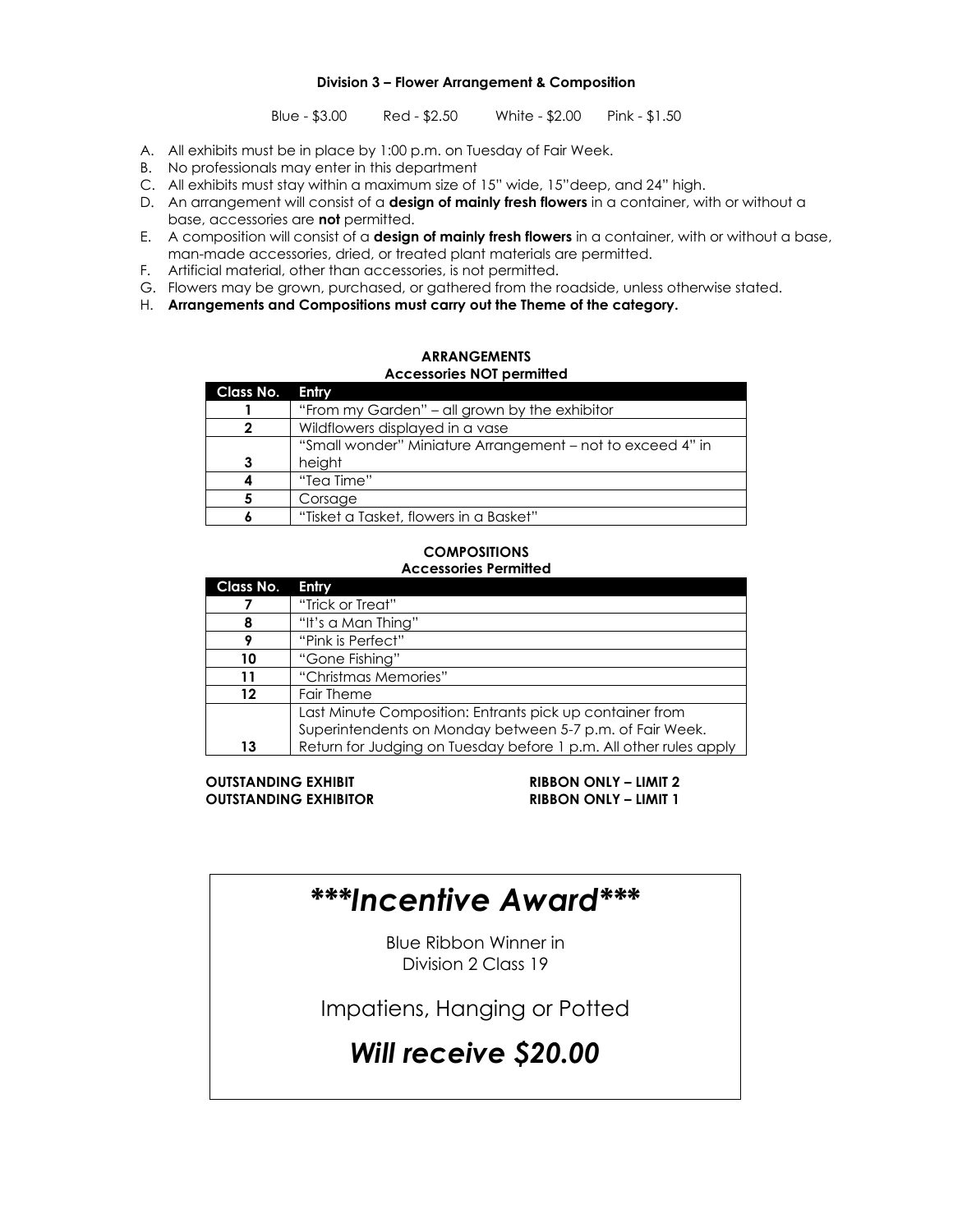## Division 3 – Flower Arrangement & Composition

Blue - $3.00 Red - $2.50 White - $2.00 Pink - $1.50

A. All exhibits must be in place by 1:00 p.m. on Tuesday of Fair Week.
B. No professionals may enter in this department
C. All exhibits must stay within a maximum size of 15" wide, 15"deep, and 24" high.
D. An arrangement will consist of a **design of mainly fresh flowers** in a container, with or without a base, accessories are **not** permitted.
E. A composition will consist of a **design of mainly fresh flowers** in a container, with or without a base, man-made accessories, dried, or treated plant materials are permitted.
F. Artificial material, other than accessories, is not permitted.
G. Flowers may be grown, purchased, or gathered from the roadside, unless otherwise stated.
H. **Arrangements and Compositions must carry out the Theme of the category.**

### ARRANGEMENTS
**Accessories NOT permitted**

| Class No. | Entry |
|---|---|
| 1 | "From my Garden" – all grown by the exhibitor |
| 2 | Wildflowers displayed in a vase |
| 3 | "Small wonder" Miniature Arrangement – not to exceed 4" in height |
| 4 | "Tea Time" |
| 5 | Corsage |
| 6 | "Tisket a Tasket, flowers in a Basket" |

### COMPOSITIONS
**Accessories Permitted**

| Class No. | Entry |
|---|---|
| 7 | "Trick or Treat" |
| 8 | "It's a Man Thing" |
| 9 | "Pink is Perfect" |
| 10 | "Gone Fishing" |
| 11 | "Christmas Memories" |
| 12 | Fair Theme |
| 13 | Last Minute Composition: Entrants pick up container from Superintendents on Monday between 5-7 p.m. of Fair Week. Return for Judging on Tuesday before 1 p.m. All other rules apply |

**OUTSTANDING EXHIBIT** **RIBBON ONLY – LIMIT 2**
**OUTSTANDING EXHIBITOR** **RIBBON ONLY – LIMIT 1**

# ***\*\*\*Incentive Award\*\*\****

Blue Ribbon Winner in
Division 2 Class 19

Impatiens, Hanging or Potted

## ***Will receive $20.00***